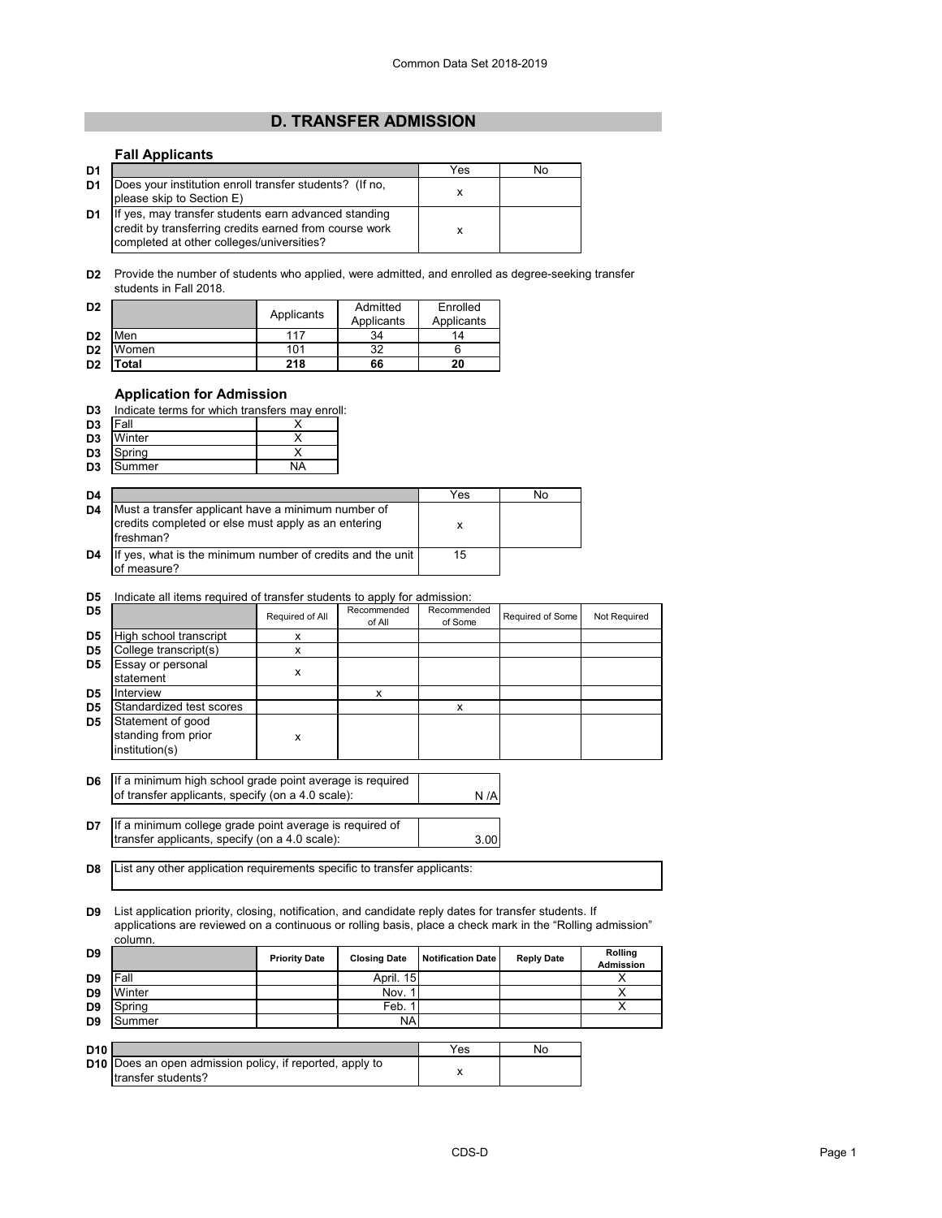# D. TRANSFER ADMISSION

### Fall Applicants

| | | Yes | No |
|---|---|---|---|
| D1 | Does your institution enroll transfer students? (If no, please skip to Section E) | x | |
| D1 | If yes, may transfer students earn advanced standing credit by transferring credits earned from course work completed at other colleges/universities? | x | |

**D2** Provide the number of students who applied, were admitted, and enrolled as degree-seeking transfer students in Fall 2018.

| D2 | | Applicants | Admitted Applicants | Enrolled Applicants |
|---|---|---|---|---|
| D2 | Men | 117 | 34 | 14 |
| D2 | Women | 101 | 32 | 6 |
| D2 | **Total** | **218** | **66** | **20** |

### Application for Admission

**D3** Indicate terms for which transfers may enroll:

| | | |
|---|---|---|
| D3 | Fall | X |
| D3 | Winter | X |
| D3 | Spring | X |
| D3 | Summer | NA |

| | | Yes | No |
|---|---|---|---|
| D4 | Must a transfer applicant have a minimum number of credits completed or else must apply as an entering freshman? | x | |
| D4 | If yes, what is the minimum number of credits and the unit of measure? | 15 | |

**D5** Indicate all items required of transfer students to apply for admission:

| D5 | | Required of All | Recommended of All | Recommended of Some | Required of Some | Not Required |
|---|---|---|---|---|---|---|
| D5 | High school transcript | x | | | | |
| D5 | College transcript(s) | x | | | | |
| D5 | Essay or personal statement | x | | | | |
| D5 | Interview | | x | | | |
| D5 | Standardized test scores | | | x | | |
| D5 | Statement of good standing from prior institution(s) | x | | | | |

| | | |
|---|---|---|
| D6 | If a minimum high school grade point average is required of transfer applicants, specify (on a 4.0 scale): | N /A |
| D7 | If a minimum college grade point average is required of transfer applicants, specify (on a 4.0 scale): | 3.00 |

**D8** List any other application requirements specific to transfer applicants:

**D9** List application priority, closing, notification, and candidate reply dates for transfer students. If applications are reviewed on a continuous or rolling basis, place a check mark in the "Rolling admission" column.

| D9 | | Priority Date | Closing Date | Notification Date | Reply Date | Rolling Admission |
|---|---|---|---|---|---|---|
| D9 | Fall | | April. 15 | | | X |
| D9 | Winter | | Nov. 1 | | | X |
| D9 | Spring | | Feb. 1 | | | X |
| D9 | Summer | | NA | | | |

| | | Yes | No |
|---|---|---|---|
| D10 | Does an open admission policy, if reported, apply to transfer students? | x | |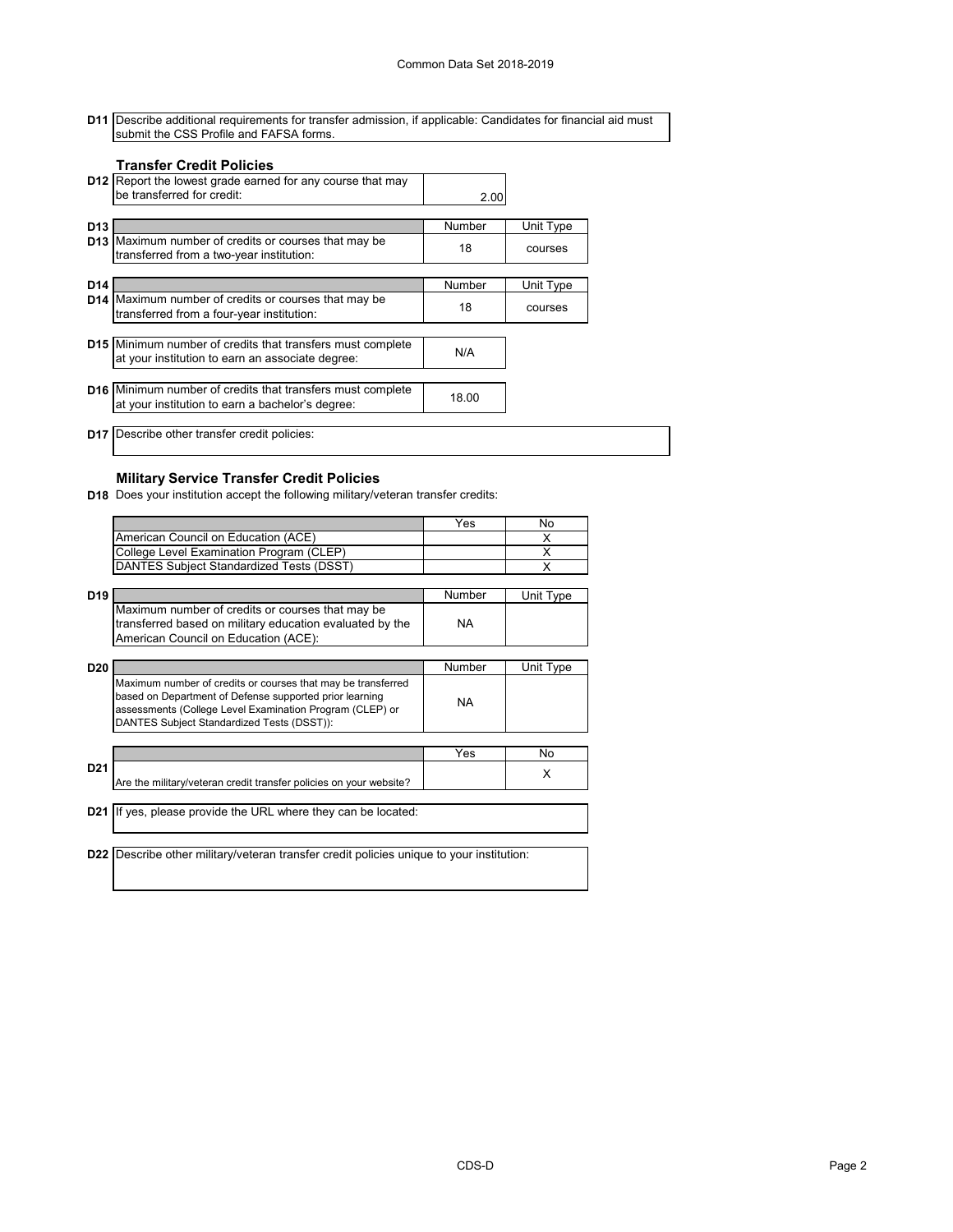**D11** Describe additional requirements for transfer admission, if applicable: Candidates for financial aid must submit the CSS Profile and FAFSA forms.

### Transfer Credit Policies

| | | |
|---|---|---|
| **D12** | Report the lowest grade earned for any course that may be transferred for credit: | 2.00 |

| | | Number | Unit Type |
|---|---|---|---|
| **D13** | Maximum number of credits or courses that may be transferred from a two-year institution: | 18 | courses |

| | | Number | Unit Type |
|---|---|---|---|
| **D14** | Maximum number of credits or courses that may be transferred from a four-year institution: | 18 | courses |

| | | |
|---|---|---|
| **D15** | Minimum number of credits that transfers must complete at your institution to earn an associate degree: | N/A |

| | | |
|---|---|---|
| **D16** | Minimum number of credits that transfers must complete at your institution to earn a bachelor's degree: | 18.00 |

**D17** Describe other transfer credit policies:

### Military Service Transfer Credit Policies

**D18** Does your institution accept the following military/veteran transfer credits:

| | Yes | No |
|---|---|---|
| American Council on Education (ACE) | | X |
| College Level Examination Program (CLEP) | | X |
| DANTES Subject Standardized Tests (DSST) | | X |

| | | Number | Unit Type |
|---|---|---|---|
| **D19** | Maximum number of credits or courses that may be transferred based on military education evaluated by the American Council on Education (ACE): | NA | |

| | | Number | Unit Type |
|---|---|---|---|
| **D20** | Maximum number of credits or courses that may be transferred based on Department of Defense supported prior learning assessments (College Level Examination Program (CLEP) or DANTES Subject Standardized Tests (DSST)): | NA | |

| | | Yes | No |
|---|---|---|---|
| **D21** | Are the military/veteran credit transfer policies on your website? | | X |

**D21** If yes, please provide the URL where they can be located:

**D22** Describe other military/veteran transfer credit policies unique to your institution: